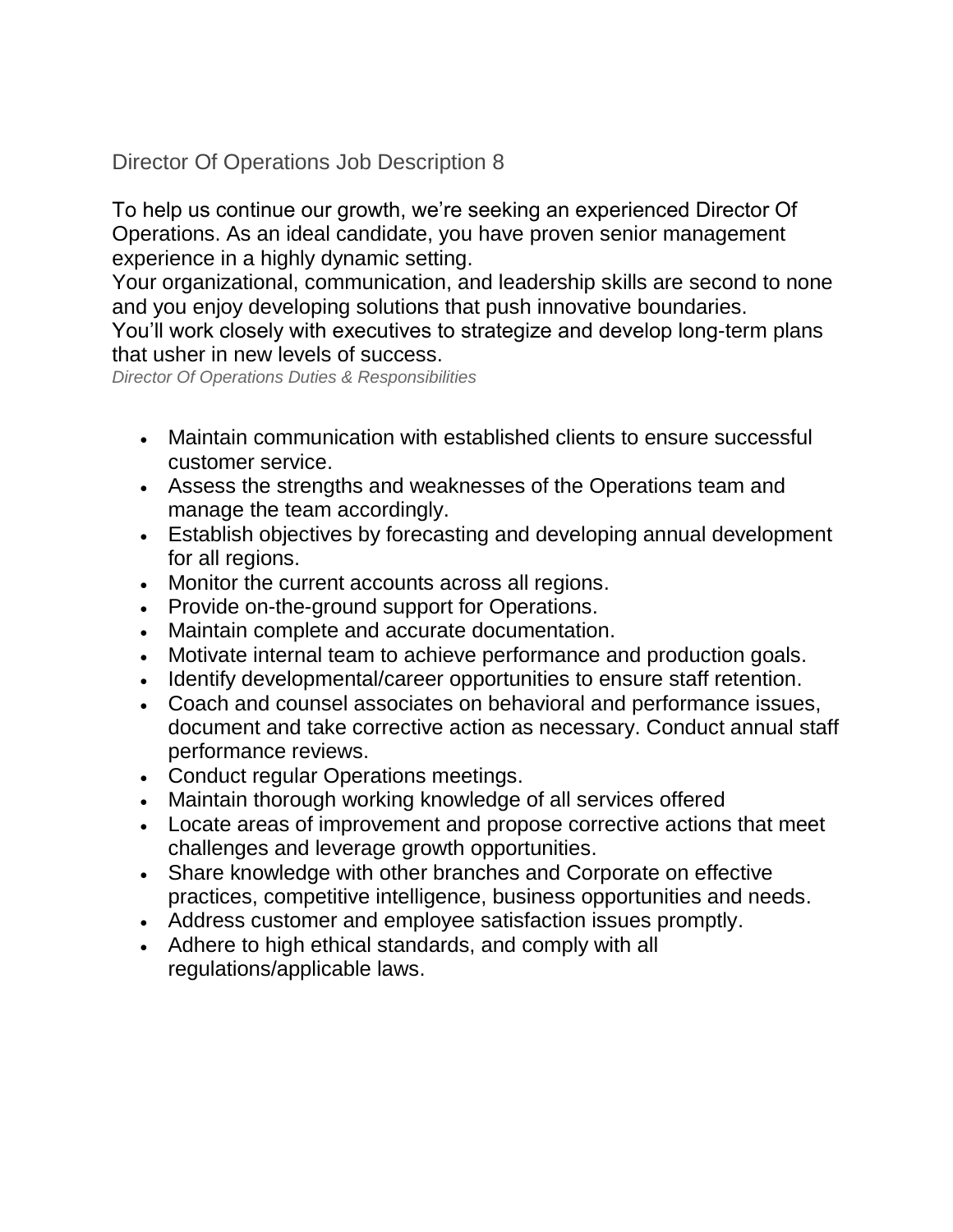## Director Of Operations Job Description 8

To help us continue our growth, we're seeking an experienced Director Of Operations. As an ideal candidate, you have proven senior management experience in a highly dynamic setting.
Your organizational, communication, and leadership skills are second to none and you enjoy developing solutions that push innovative boundaries.
You'll work closely with executives to strategize and develop long-term plans that usher in new levels of success.

*Director Of Operations Duties & Responsibilities*

- Maintain communication with established clients to ensure successful customer service.
- Assess the strengths and weaknesses of the Operations team and manage the team accordingly.
- Establish objectives by forecasting and developing annual development for all regions.
- Monitor the current accounts across all regions.
- Provide on-the-ground support for Operations.
- Maintain complete and accurate documentation.
- Motivate internal team to achieve performance and production goals.
- Identify developmental/career opportunities to ensure staff retention.
- Coach and counsel associates on behavioral and performance issues, document and take corrective action as necessary. Conduct annual staff performance reviews.
- Conduct regular Operations meetings.
- Maintain thorough working knowledge of all services offered
- Locate areas of improvement and propose corrective actions that meet challenges and leverage growth opportunities.
- Share knowledge with other branches and Corporate on effective practices, competitive intelligence, business opportunities and needs.
- Address customer and employee satisfaction issues promptly.
- Adhere to high ethical standards, and comply with all regulations/applicable laws.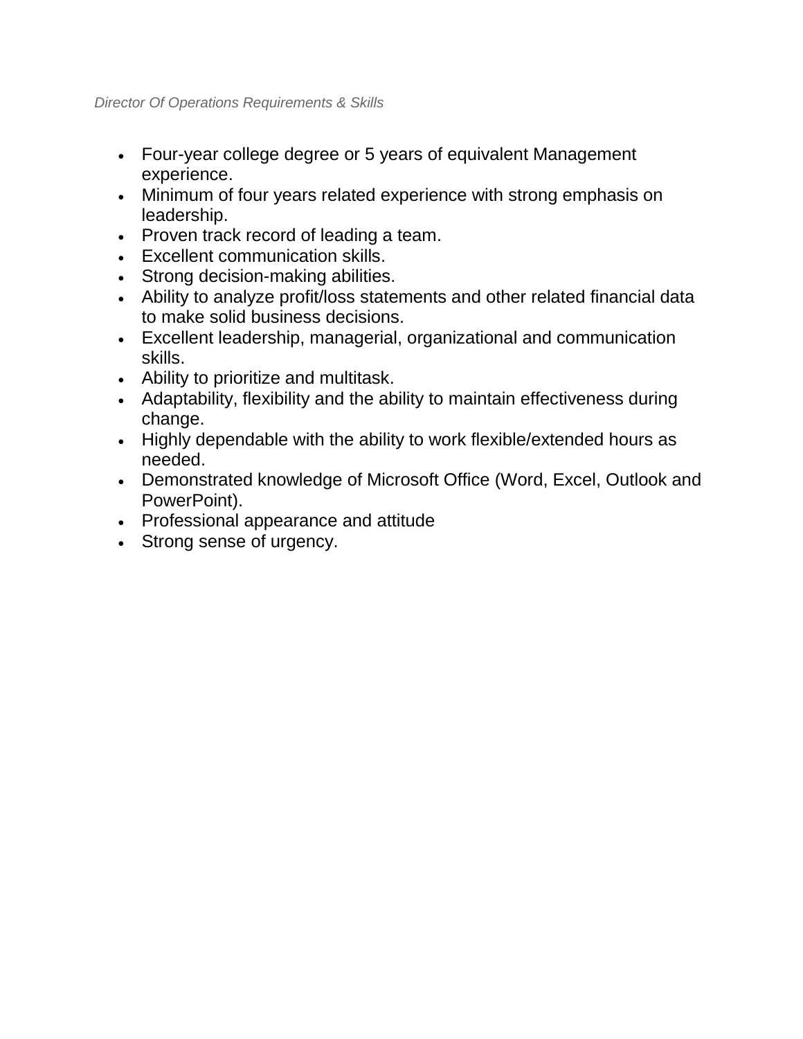*Director Of Operations Requirements & Skills*

- Four-year college degree or 5 years of equivalent Management experience.
- Minimum of four years related experience with strong emphasis on leadership.
- Proven track record of leading a team.
- Excellent communication skills.
- Strong decision-making abilities.
- Ability to analyze profit/loss statements and other related financial data to make solid business decisions.
- Excellent leadership, managerial, organizational and communication skills.
- Ability to prioritize and multitask.
- Adaptability, flexibility and the ability to maintain effectiveness during change.
- Highly dependable with the ability to work flexible/extended hours as needed.
- Demonstrated knowledge of Microsoft Office (Word, Excel, Outlook and PowerPoint).
- Professional appearance and attitude
- Strong sense of urgency.